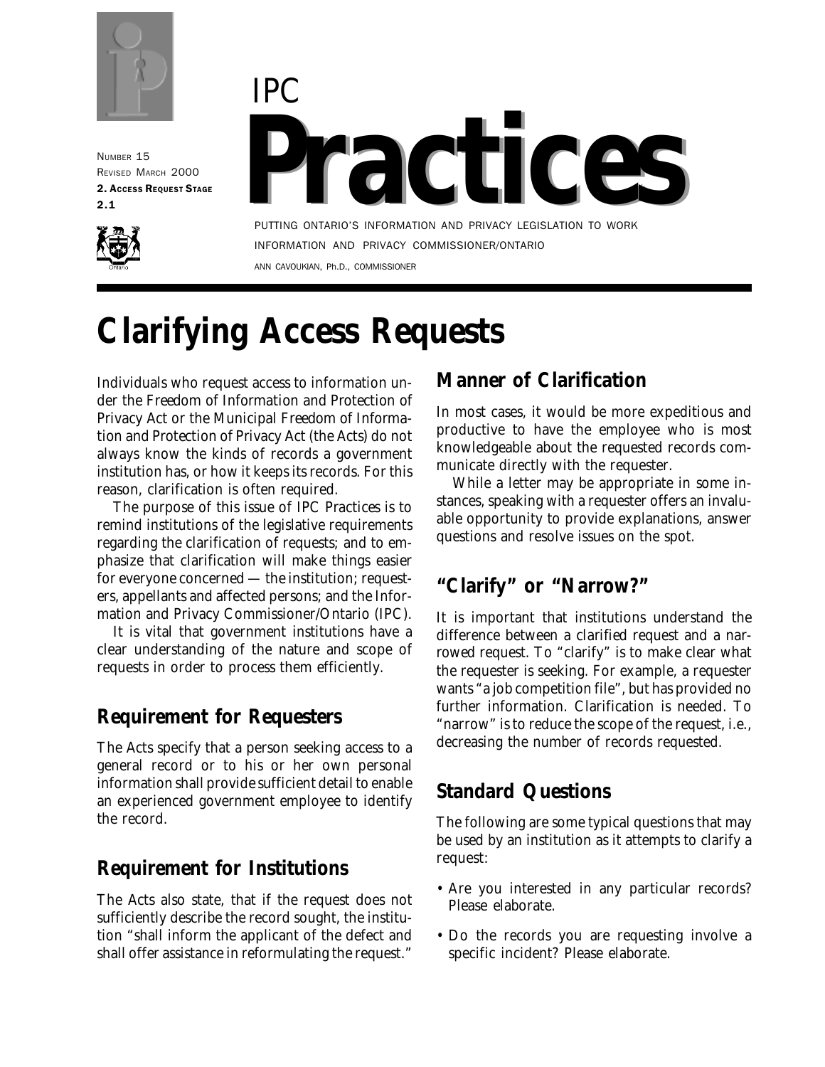NUMBER 15
REVISED MARCH 2000
**2. ACCESS REQUEST STAGE**
**2.1**

IPC

# Practices

PUTTING ONTARIO'S INFORMATION AND PRIVACY LEGISLATION TO WORK

INFORMATION AND PRIVACY COMMISSIONER/ONTARIO

ANN CAVOUKIAN, Ph.D., COMMISSIONER

# Clarifying Access Requests

Individuals who request access to information under the Freedom of Information and Protection of Privacy Act or the Municipal Freedom of Information and Protection of Privacy Act (the Acts) do not always know the kinds of records a government institution has, or how it keeps its records. For this reason, clarification is often required.

The purpose of this issue of IPC Practices is to remind institutions of the legislative requirements regarding the clarification of requests; and to emphasize that clarification will make things easier for everyone concerned — the institution; requesters, appellants and affected persons; and the Information and Privacy Commissioner/Ontario (IPC).

It is vital that government institutions have a clear understanding of the nature and scope of requests in order to process them efficiently.

## Requirement for Requesters

The Acts specify that a person seeking access to a general record or to his or her own personal information shall provide sufficient detail to enable an experienced government employee to identify the record.

## Requirement for Institutions

The Acts also state, that if the request does not sufficiently describe the record sought, the institution "shall inform the applicant of the defect and shall offer assistance in reformulating the request."

## Manner of Clarification

In most cases, it would be more expeditious and productive to have the employee who is most knowledgeable about the requested records communicate directly with the requester.

While a letter may be appropriate in some instances, speaking with a requester offers an invaluable opportunity to provide explanations, answer questions and resolve issues on the spot.

## "Clarify" or "Narrow?"

It is important that institutions understand the difference between a clarified request and a narrowed request. To "clarify" is to make clear what the requester is seeking. For example, a requester wants "a job competition file", but has provided no further information. Clarification is needed. To "narrow" is to reduce the scope of the request, i.e., decreasing the number of records requested.

## Standard Questions

The following are some typical questions that may be used by an institution as it attempts to clarify a request:

- Are you interested in any particular records? Please elaborate.
- Do the records you are requesting involve a specific incident? Please elaborate.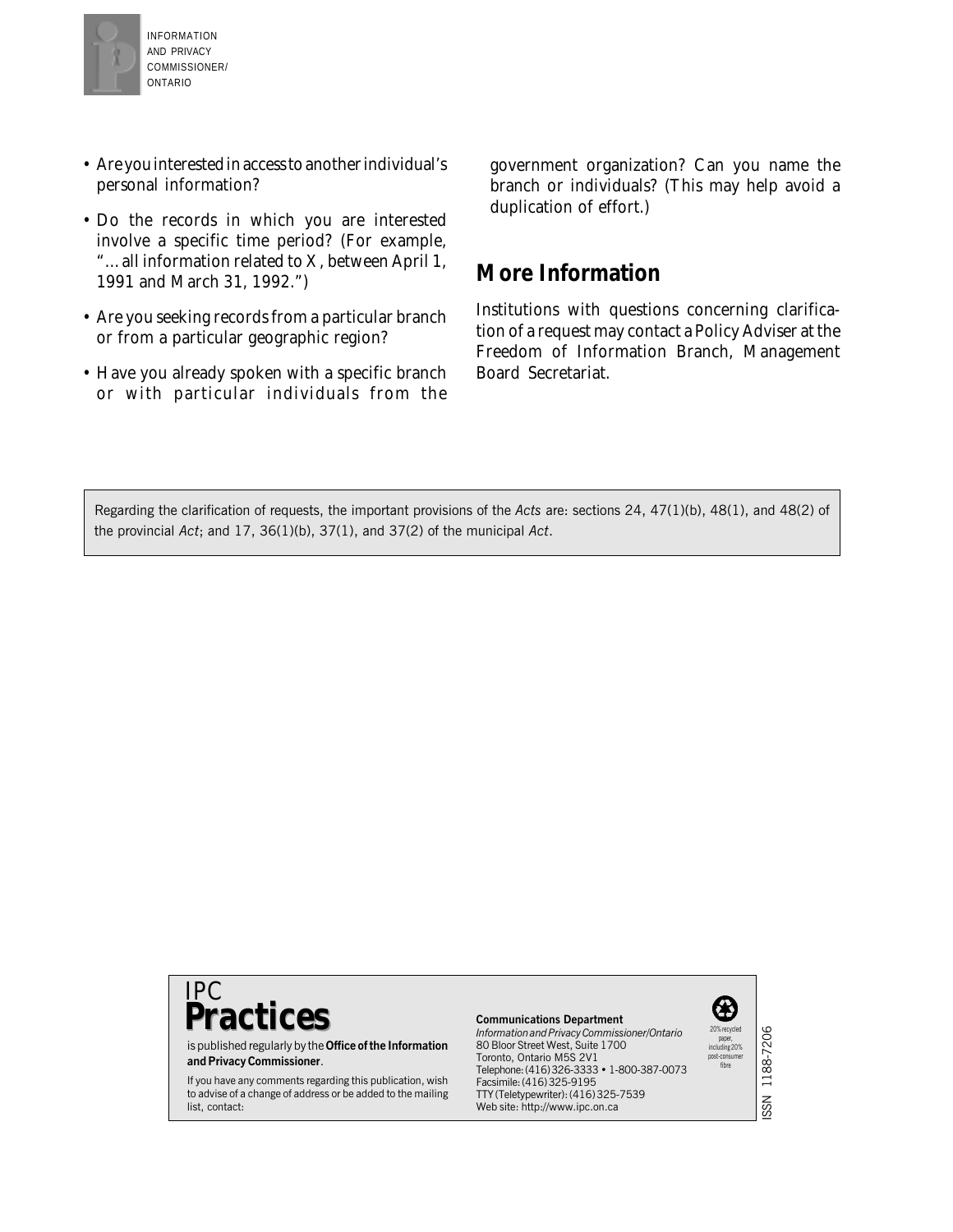- Are you interested in access to another individual's personal information?
- Do the records in which you are interested involve a specific time period? (For example, "... all information related to X, between April 1, 1991 and March 31, 1992.")
- Are you seeking records from a particular branch or from a particular geographic region?
- Have you already spoken with a specific branch or with particular individuals from the government organization? Can you name the branch or individuals? (This may help avoid a duplication of effort.)

## More Information

Institutions with questions concerning clarification of a request may contact a Policy Adviser at the Freedom of Information Branch, Management Board Secretariat.

Regarding the clarification of requests, the important provisions of the *Acts* are: sections 24, 47(1)(b), 48(1), and 48(2) of the provincial *Act*; and 17, 36(1)(b), 37(1), and 37(2) of the municipal *Act*.

IPC **Practices**

is published regularly by the **Office of the Information and Privacy Commissioner**.

If you have any comments regarding this publication, wish to advise of a change of address or be added to the mailing list, contact:

**Communications Department**
*Information and Privacy Commissioner/Ontario*
80 Bloor Street West, Suite 1700
Toronto, Ontario M5S 2V1
Telephone: (416) 326-3333 • 1-800-387-0073
Facsimile: (416) 325-9195
TTY (Teletypewriter): (416) 325-7539
Web site: http://www.ipc.on.ca

20% recycled paper, including 20% post-consumer fibre

ISSN 1188-7206